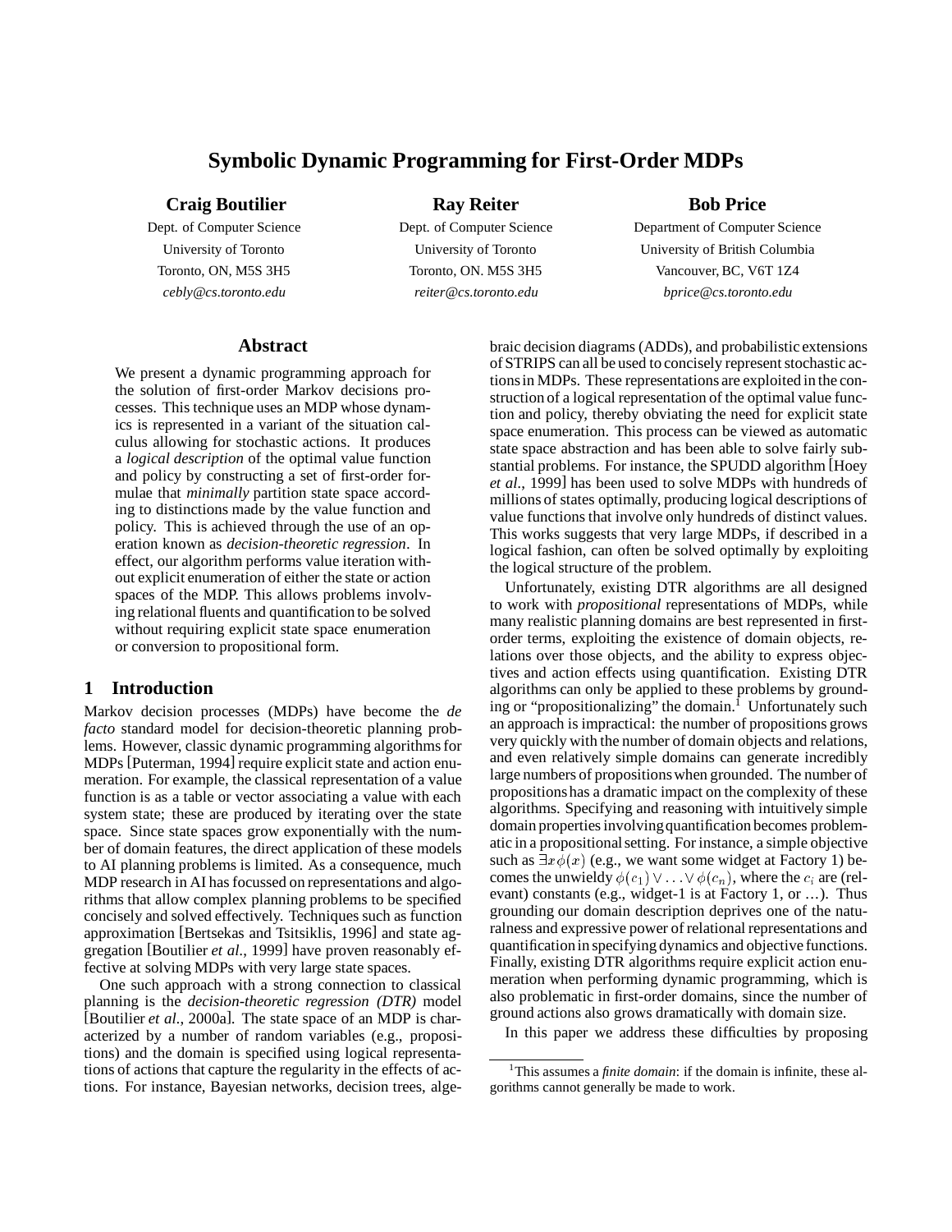# Symbolic Dynamic Programming for First-Order MDPs

**Craig Boutilier**
Dept. of Computer Science
University of Toronto
Toronto, ON, M5S 3H5
*cebly@cs.toronto.edu*

**Ray Reiter**
Dept. of Computer Science
University of Toronto
Toronto, ON. M5S 3H5
*reiter@cs.toronto.edu*

**Bob Price**
Department of Computer Science
University of British Columbia
Vancouver, BC, V6T 1Z4
*bprice@cs.toronto.edu*

## Abstract

We present a dynamic programming approach for the solution of first-order Markov decisions processes. This technique uses an MDP whose dynamics is represented in a variant of the situation calculus allowing for stochastic actions. It produces a *logical description* of the optimal value function and policy by constructing a set of first-order formulae that *minimally* partition state space according to distinctions made by the value function and policy. This is achieved through the use of an operation known as *decision-theoretic regression*. In effect, our algorithm performs value iteration without explicit enumeration of either the state or action spaces of the MDP. This allows problems involving relational fluents and quantification to be solved without requiring explicit state space enumeration or conversion to propositional form.

## 1 Introduction

Markov decision processes (MDPs) have become the *de facto* standard model for decision-theoretic planning problems. However, classic dynamic programming algorithms for MDPs [Puterman, 1994] require explicit state and action enumeration. For example, the classical representation of a value function is as a table or vector associating a value with each system state; these are produced by iterating over the state space. Since state spaces grow exponentially with the number of domain features, the direct application of these models to AI planning problems is limited. As a consequence, much MDP research in AI has focussed on representations and algorithms that allow complex planning problems to be specified concisely and solved effectively. Techniques such as function approximation [Bertsekas and Tsitsiklis, 1996] and state aggregation [Boutilier *et al.*, 1999] have proven reasonably effective at solving MDPs with very large state spaces.

One such approach with a strong connection to classical planning is the *decision-theoretic regression (DTR)* model [Boutilier *et al.*, 2000a]. The state space of an MDP is characterized by a number of random variables (e.g., propositions) and the domain is specified using logical representations of actions that capture the regularity in the effects of actions. For instance, Bayesian networks, decision trees, algebraic decision diagrams (ADDs), and probabilistic extensions of STRIPS can all be used to concisely represent stochastic actions in MDPs. These representations are exploited in the construction of a logical representation of the optimal value function and policy, thereby obviating the need for explicit state space enumeration. This process can be viewed as automatic state space abstraction and has been able to solve fairly substantial problems. For instance, the SPUDD algorithm [Hoey *et al.*, 1999] has been used to solve MDPs with hundreds of millions of states optimally, producing logical descriptions of value functions that involve only hundreds of distinct values. This works suggests that very large MDPs, if described in a logical fashion, can often be solved optimally by exploiting the logical structure of the problem.

Unfortunately, existing DTR algorithms are all designed to work with *propositional* representations of MDPs, while many realistic planning domains are best represented in first-order terms, exploiting the existence of domain objects, relations over those objects, and the ability to express objectives and action effects using quantification. Existing DTR algorithms can only be applied to these problems by grounding or "propositionalizing" the domain.[1] Unfortunately such an approach is impractical: the number of propositions grows very quickly with the number of domain objects and relations, and even relatively simple domains can generate incredibly large numbers of propositions when grounded. The number of propositions has a dramatic impact on the complexity of these algorithms. Specifying and reasoning with intuitively simple domain properties involving quantification becomes problematic in a propositional setting. For instance, a simple objective such as $\exists x \phi(x)$ (e.g., we want some widget at Factory 1) becomes the unwieldy $\phi(c_1) \vee \ldots \vee \phi(c_n)$, where the $c_i$ are (relevant) constants (e.g., widget-1 is at Factory 1, or ...). Thus grounding our domain description deprives one of the naturalness and expressive power of relational representations and quantification in specifying dynamics and objective functions. Finally, existing DTR algorithms require explicit action enumeration when performing dynamic programming, which is also problematic in first-order domains, since the number of ground actions also grows dramatically with domain size.

In this paper we address these difficulties by proposing

[1] This assumes a *finite domain*: if the domain is infinite, these algorithms cannot generally be made to work.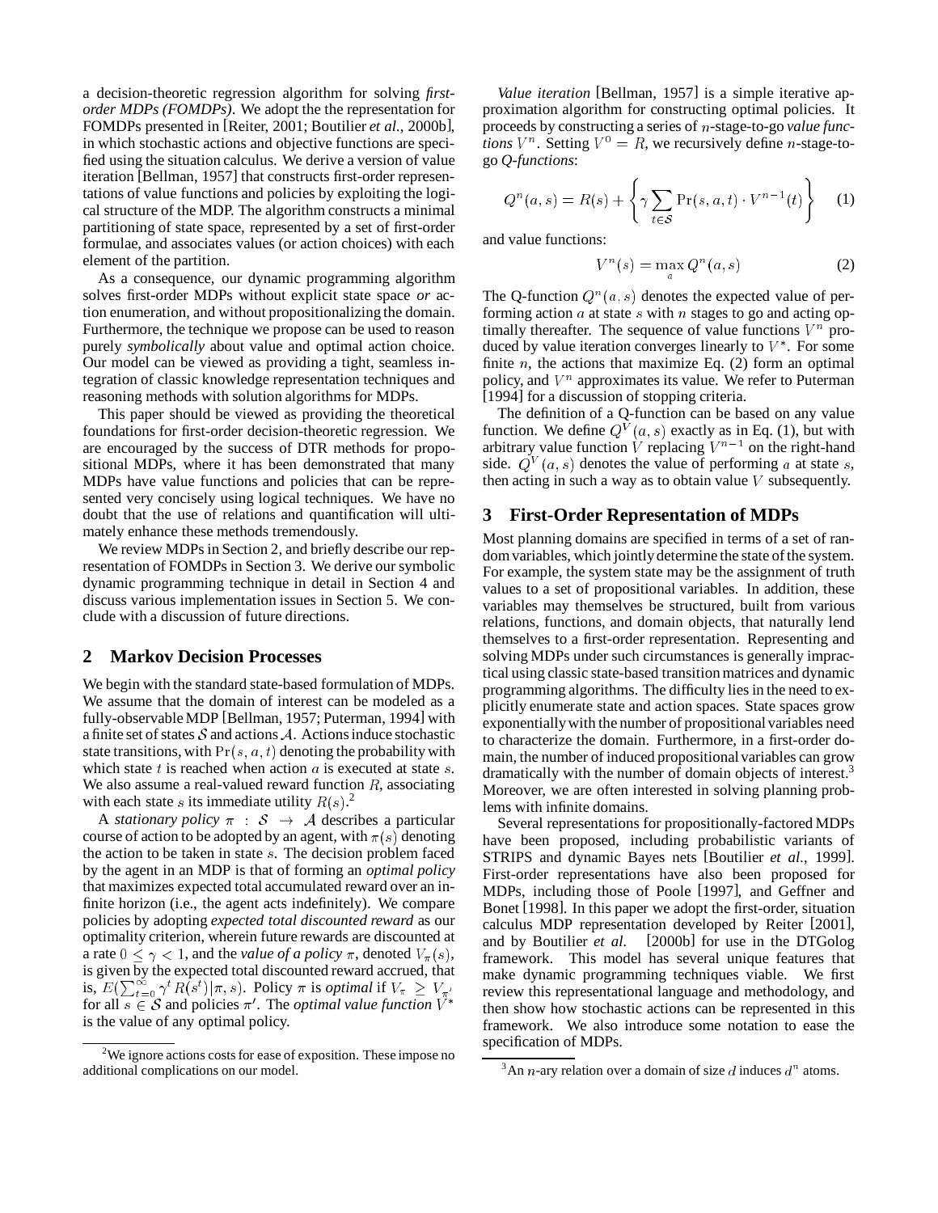a decision-theoretic regression algorithm for solving *first-order MDPs (FOMDPs)*. We adopt the the representation for FOMDPs presented in [Reiter, 2001; Boutilier *et al.*, 2000b], in which stochastic actions and objective functions are specified using the situation calculus. We derive a version of value iteration [Bellman, 1957] that constructs first-order representations of value functions and policies by exploiting the logical structure of the MDP. The algorithm constructs a minimal partitioning of state space, represented by a set of first-order formulae, and associates values (or action choices) with each element of the partition.

As a consequence, our dynamic programming algorithm solves first-order MDPs without explicit state space *or* action enumeration, and without propositionalizing the domain. Furthermore, the technique we propose can be used to reason purely *symbolically* about value and optimal action choice. Our model can be viewed as providing a tight, seamless integration of classic knowledge representation techniques and reasoning methods with solution algorithms for MDPs.

This paper should be viewed as providing the theoretical foundations for first-order decision-theoretic regression. We are encouraged by the success of DTR methods for propositional MDPs, where it has been demonstrated that many MDPs have value functions and policies that can be represented very concisely using logical techniques. We have no doubt that the use of relations and quantification will ultimately enhance these methods tremendously.

We review MDPs in Section 2, and briefly describe our representation of FOMDPs in Section 3. We derive our symbolic dynamic programming technique in detail in Section 4 and discuss various implementation issues in Section 5. We conclude with a discussion of future directions.

## 2 Markov Decision Processes

We begin with the standard state-based formulation of MDPs. We assume that the domain of interest can be modeled as a fully-observable MDP [Bellman, 1957; Puterman, 1994] with a finite set of states $\mathcal{S}$ and actions $\mathcal{A}$. Actions induce stochastic state transitions, with $\Pr(s, a, t)$ denoting the probability with which state $t$ is reached when action $a$ is executed at state $s$. We also assume a real-valued reward function $R$, associating with each state $s$ its immediate utility $R(s)$.[2]

A *stationary policy* $\pi : \mathcal{S} \rightarrow \mathcal{A}$ describes a particular course of action to be adopted by an agent, with $\pi(s)$ denoting the action to be taken in state $s$. The decision problem faced by the agent in an MDP is that of forming an *optimal policy* that maximizes expected total accumulated reward over an infinite horizon (i.e., the agent acts indefinitely). We compare policies by adopting *expected total discounted reward* as our optimality criterion, wherein future rewards are discounted at a rate $0 \leq \gamma < 1$, and the *value of a policy* $\pi$, denoted $V_\pi(s)$, is given by the expected total discounted reward accrued, that is, $E(\sum_{t=0}^{\infty} \gamma^t R(s^t) | \pi, s)$. Policy $\pi$ is *optimal* if $V_\pi \geq V_{\pi'}$ for all $s \in \mathcal{S}$ and policies $\pi'$. The *optimal value function* $V^*$ is the value of any optimal policy.

[2] We ignore actions costs for ease of exposition. These impose no additional complications on our model.

*Value iteration* [Bellman, 1957] is a simple iterative approximation algorithm for constructing optimal policies. It proceeds by constructing a series of $n$-stage-to-go *value functions* $V^n$. Setting $V^0 = R$, we recursively define $n$-stage-to-go *Q-functions*:

$$Q^n(a, s) = R(s) + \left\{ \gamma \sum_{t \in \mathcal{S}} \Pr(s, a, t) \cdot V^{n-1}(t) \right\} \quad (1)$$

and value functions:

$$V^n(s) = \max_a Q^n(a, s) \quad (2)$$

The Q-function $Q^n(a, s)$ denotes the expected value of performing action $a$ at state $s$ with $n$ stages to go and acting optimally thereafter. The sequence of value functions $V^n$ produced by value iteration converges linearly to $V^*$. For some finite $n$, the actions that maximize Eq. (2) form an optimal policy, and $V^n$ approximates its value. We refer to Puterman [1994] for a discussion of stopping criteria.

The definition of a Q-function can be based on any value function. We define $Q^V(a, s)$ exactly as in Eq. (1), but with arbitrary value function $V$ replacing $V^{n-1}$ on the right-hand side. $Q^V(a, s)$ denotes the value of performing $a$ at state $s$, then acting in such a way as to obtain value $V$ subsequently.

## 3 First-Order Representation of MDPs

Most planning domains are specified in terms of a set of random variables, which jointly determine the state of the system. For example, the system state may be the assignment of truth values to a set of propositional variables. In addition, these variables may themselves be structured, built from various relations, functions, and domain objects, that naturally lend themselves to a first-order representation. Representing and solving MDPs under such circumstances is generally impractical using classic state-based transition matrices and dynamic programming algorithms. The difficulty lies in the need to explicitly enumerate state and action spaces. State spaces grow exponentially with the number of propositional variables need to characterize the domain. Furthermore, in a first-order domain, the number of induced propositional variables can grow dramatically with the number of domain objects of interest.[3] Moreover, we are often interested in solving planning problems with infinite domains.

Several representations for propositionally-factored MDPs have been proposed, including probabilistic variants of STRIPS and dynamic Bayes nets [Boutilier *et al.*, 1999]. First-order representations have also been proposed for MDPs, including those of Poole [1997], and Geffner and Bonet [1998]. In this paper we adopt the first-order, situation calculus MDP representation developed by Reiter [2001], and by Boutilier *et al.* [2000b] for use in the DTGolog framework. This model has several unique features that make dynamic programming techniques viable. We first review this representational language and methodology, and then show how stochastic actions can be represented in this framework. We also introduce some notation to ease the specification of MDPs.

[3] An $n$-ary relation over a domain of size $d$ induces $d^n$ atoms.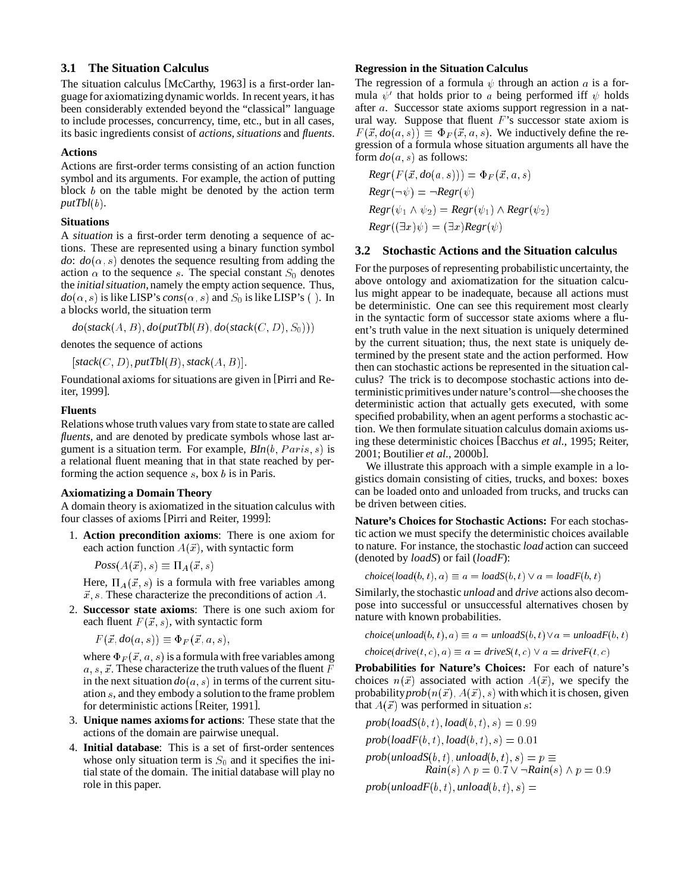### 3.1 The Situation Calculus

The situation calculus [McCarthy, 1963] is a first-order language for axiomatizing dynamic worlds. In recent years, it has been considerably extended beyond the "classical" language to include processes, concurrency, time, etc., but in all cases, its basic ingredients consist of *actions*, *situations* and *fluents*.

**Actions**

Actions are first-order terms consisting of an action function symbol and its arguments. For example, the action of putting block $b$ on the table might be denoted by the action term $putTbl(b)$.

**Situations**

A *situation* is a first-order term denoting a sequence of actions. These are represented using a binary function symbol *do*: $do(\alpha, s)$ denotes the sequence resulting from adding the action $\alpha$ to the sequence $s$. The special constant $S_0$ denotes the *initial situation*, namely the empty action sequence. Thus, $do(\alpha, s)$ is like LISP's $cons(\alpha, s)$ and $S_0$ is like LISP's ( ). In a blocks world, the situation term

$$do(stack(A, B), do(putTbl(B), do(stack(C, D), S_0)))$$

denotes the sequence of actions

$$[stack(C, D), putTbl(B), stack(A, B)].$$

Foundational axioms for situations are given in [Pirri and Reiter, 1999].

**Fluents**

Relations whose truth values vary from state to state are called *fluents*, and are denoted by predicate symbols whose last argument is a situation term. For example, $BIn(b, Paris, s)$ is a relational fluent meaning that in that state reached by performing the action sequence $s$, box $b$ is in Paris.

**Axiomatizing a Domain Theory**

A domain theory is axiomatized in the situation calculus with four classes of axioms [Pirri and Reiter, 1999]:

1. **Action precondition axioms**: There is one axiom for each action function $A(\vec{x})$, with syntactic form

   $$Poss(A(\vec{x}), s) \equiv \Pi_A(\vec{x}, s)$$

   Here, $\Pi_A(\vec{x}, s)$ is a formula with free variables among $\vec{x}, s$. These characterize the preconditions of action $A$.

2. **Successor state axioms**: There is one such axiom for each fluent $F(\vec{x}, s)$, with syntactic form

   $$F(\vec{x}, do(a, s)) \equiv \Phi_F(\vec{x}, a, s),$$

   where $\Phi_F(\vec{x}, a, s)$ is a formula with free variables among $a, s, \vec{x}$. These characterize the truth values of the fluent $F$ in the next situation $do(a, s)$ in terms of the current situation $s$, and they embody a solution to the frame problem for deterministic actions [Reiter, 1991].

3. **Unique names axioms for actions**: These state that the actions of the domain are pairwise unequal.

4. **Initial database**: This is a set of first-order sentences whose only situation term is $S_0$ and it specifies the initial state of the domain. The initial database will play no role in this paper.

**Regression in the Situation Calculus**

The regression of a formula $\psi$ through an action $a$ is a formula $\psi'$ that holds prior to $a$ being performed iff $\psi$ holds after $a$. Successor state axioms support regression in a natural way. Suppose that fluent $F$'s successor state axiom is $F(\vec{x}, do(a, s)) \equiv \Phi_F(\vec{x}, a, s)$. We inductively define the regression of a formula whose situation arguments all have the form $do(a, s)$ as follows:

$$Regr(F(\vec{x}, do(a, s))) = \Phi_F(\vec{x}, a, s)$$

$$Regr(\neg\psi) = \neg Regr(\psi)$$

$$Regr(\psi_1 \wedge \psi_2) = Regr(\psi_1) \wedge Regr(\psi_2)$$

$$Regr((\exists x)\psi) = (\exists x) Regr(\psi)$$

### 3.2 Stochastic Actions and the Situation calculus

For the purposes of representing probabilistic uncertainty, the above ontology and axiomatization for the situation calculus might appear to be inadequate, because all actions must be deterministic. One can see this requirement most clearly in the syntactic form of successor state axioms where a fluent's truth value in the next situation is uniquely determined by the current situation; thus, the next state is uniquely determined by the present state and the action performed. How then can stochastic actions be represented in the situation calculus? The trick is to decompose stochastic actions into deterministic primitives under nature's control—she chooses the deterministic action that actually gets executed, with some specified probability, when an agent performs a stochastic action. We then formulate situation calculus domain axioms using these deterministic choices [Bacchus *et al.*, 1995; Reiter, 2001; Boutilier *et al.*, 2000b].

We illustrate this approach with a simple example in a logistics domain consisting of cities, trucks, and boxes: boxes can be loaded onto and unloaded from trucks, and trucks can be driven between cities.

**Nature's Choices for Stochastic Actions:** For each stochastic action we must specify the deterministic choices available to nature. For instance, the stochastic *load* action can succeed (denoted by *loadS*) or fail (*loadF*):

$$choice(load(b, t), a) \equiv a = loadS(b, t) \vee a = loadF(b, t)$$

Similarly, the stochastic *unload* and *drive* actions also decompose into successful or unsuccessful alternatives chosen by nature with known probabilities.

$$choice(unload(b, t), a) \equiv a = unloadS(b, t) \vee a = unloadF(b, t)$$

$$choice(drive(t, c), a) \equiv a = driveS(t, c) \vee a = driveF(t, c)$$

**Probabilities for Nature's Choices:** For each of nature's choices $n(\vec{x})$ associated with action $A(\vec{x})$, we specify the probability $prob(n(\vec{x}), A(\vec{x}), s)$ with which it is chosen, given that $A(\vec{x})$ was performed in situation $s$:

$$prob(loadS(b, t), load(b, t), s) = 0.99$$

$$prob(loadF(b, t), load(b, t), s) = 0.01$$

$$prob(unloadS(b, t), unload(b, t), s) = p \equiv$$
$$Rain(s) \wedge p = 0.7 \vee \neg Rain(s) \wedge p = 0.9$$

$$prob(unloadF(b, t), unload(b, t), s) =$$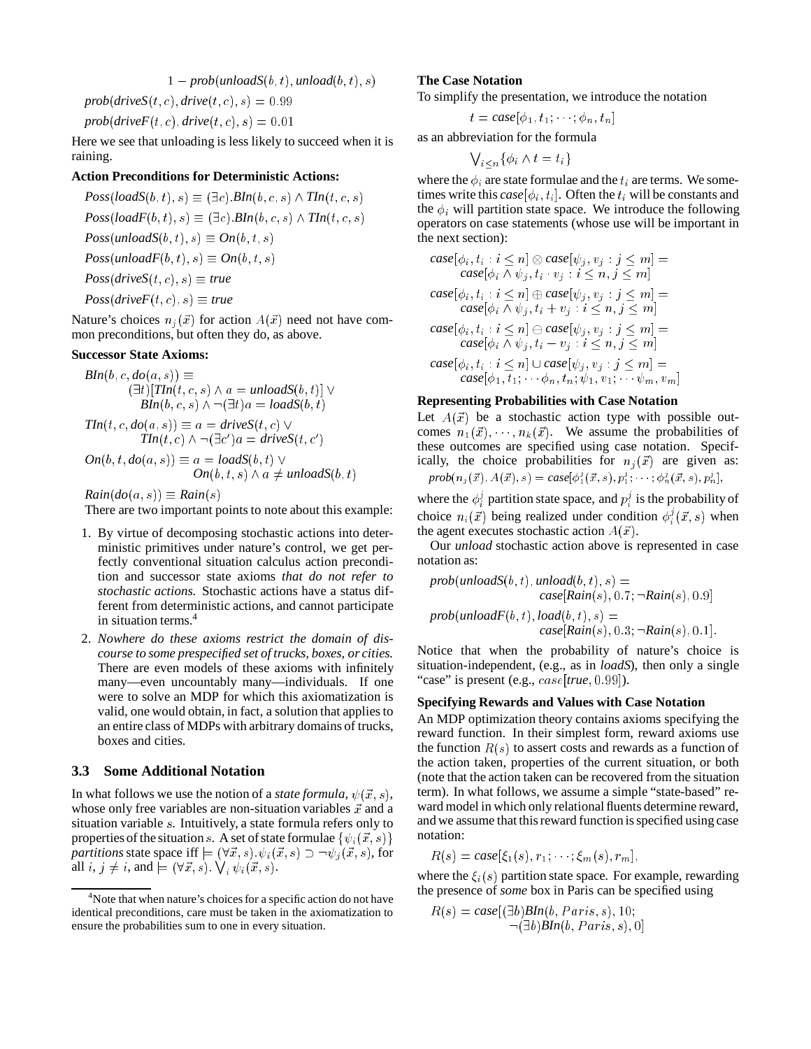$$1 - prob(unloadS(b,t), unload(b,t), s)$$

$$prob(driveS(t,c), drive(t,c), s) = 0.99$$

$$prob(driveF(t,c), drive(t,c), s) = 0.01$$

Here we see that unloading is less likely to succeed when it is raining.

**Action Preconditions for Deterministic Actions:**

$$Poss(loadS(b,t), s) \equiv (\exists c).BIn(b,c,s) \wedge TIn(t,c,s)$$

$$Poss(loadF(b,t), s) \equiv (\exists c).BIn(b,c,s) \wedge TIn(t,c,s)$$

$$Poss(unloadS(b,t), s) \equiv On(b,t,s)$$

$$Poss(unloadF(b,t), s) \equiv On(b,t,s)$$

$$Poss(driveS(t,c), s) \equiv true$$

$$Poss(driveF(t,c), s) \equiv true$$

Nature's choices $n_j(\vec{x})$ for action $A(\vec{x})$ need not have common preconditions, but often they do, as above.

**Successor State Axioms:**

$$BIn(b,c,do(a,s)) \equiv (\exists t)[TIn(t,c,s) \wedge a = unloadS(b,t)] \vee BIn(b,c,s) \wedge \neg(\exists t)a = loadS(b,t)$$

$$TIn(t,c,do(a,s)) \equiv a = driveS(t,c) \vee TIn(t,c) \wedge \neg(\exists c')a = driveS(t,c')$$

$$On(b,t,do(a,s)) \equiv a = loadS(b,t) \vee On(b,t,s) \wedge a \neq unloadS(b,t)$$

$$Rain(do(a,s)) \equiv Rain(s)$$

There are two important points to note about this example:

1. By virtue of decomposing stochastic actions into deterministic primitives under nature's control, we get perfectly conventional situation calculus action precondition and successor state axioms *that do not refer to stochastic actions.* Stochastic actions have a status different from deterministic actions, and cannot participate in situation terms.[4]
2. *Nowhere do these axioms restrict the domain of discourse to some prespecified set of trucks, boxes, or cities.* There are even models of these axioms with infinitely many—even uncountably many—individuals. If one were to solve an MDP for which this axiomatization is valid, one would obtain, in fact, a solution that applies to an entire class of MDPs with arbitrary domains of trucks, boxes and cities.

### 3.3 Some Additional Notation

In what follows we use the notion of a *state formula*, $\psi(\vec{x}, s)$, whose only free variables are non-situation variables $\vec{x}$ and a situation variable $s$. Intuitively, a state formula refers only to properties of the situation $s$. A set of state formulae $\{\psi_i(\vec{x}, s)\}$ *partitions* state space iff $\models (\forall \vec{x}, s).\psi_i(\vec{x}, s) \supset \neg\psi_j(\vec{x}, s)$, for all $i$, $j \neq i$, and $\models (\forall \vec{x}, s). \bigvee_i \psi_i(\vec{x}, s)$.

[4] Note that when nature's choices for a specific action do not have identical preconditions, care must be taken in the axiomatization to ensure the probabilities sum to one in every situation.

**The Case Notation**

To simplify the presentation, we introduce the notation

$$t = case[\phi_1, t_1; \cdots; \phi_n, t_n]$$

as an abbreviation for the formula

$$\bigvee_{i \leq n}\{\phi_i \wedge t = t_i\}$$

where the $\phi_i$ are state formulae and the $t_i$ are terms. We sometimes write this $case[\phi_i, t_i]$. Often the $t_i$ will be constants and the $\phi_i$ will partition state space. We introduce the following operators on case statements (whose use will be important in the next section):

$$case[\phi_i, t_i : i \leq n] \otimes case[\psi_j, v_j : j \leq m] = case[\phi_i \wedge \psi_j, t_i \cdot v_j : i \leq n, j \leq m]$$

$$case[\phi_i, t_i : i \leq n] \oplus case[\psi_j, v_j : j \leq m] = case[\phi_i \wedge \psi_j, t_i + v_j : i \leq n, j \leq m]$$

$$case[\phi_i, t_i : i \leq n] \ominus case[\psi_j, v_j : j \leq m] = case[\phi_i \wedge \psi_j, t_i - v_j : i \leq n, j \leq m]$$

$$case[\phi_i, t_i : i \leq n] \cup case[\psi_j, v_j : j \leq m] = case[\phi_1, t_1; \cdots \phi_n, t_n; \psi_1, v_1; \cdots \psi_m, v_m]$$

**Representing Probabilities with Case Notation**

Let $A(\vec{x})$ be a stochastic action type with possible outcomes $n_1(\vec{x}), \cdots, n_k(\vec{x})$. We assume the probabilities of these outcomes are specified using case notation. Specifically, the choice probabilities for $n_j(\vec{x})$ are given as: $prob(n_j(\vec{x}), A(\vec{x}), s) = case[\phi_1^j(\vec{x}, s), p_1^j; \cdots; \phi_n^j(\vec{x}, s), p_n^j]$,

where the $\phi_i^j$ partition state space, and $p_i^j$ is the probability of choice $n_i(\vec{x})$ being realized under condition $\phi_i^j(\vec{x}, s)$ when the agent executes stochastic action $A(\vec{x})$.

Our *unload* stochastic action above is represented in case notation as:

$$prob(unloadS(b,t), unload(b,t), s) = case[Rain(s), 0.7; \neg Rain(s), 0.9]$$

$$prob(unloadF(b,t), load(b,t), s) = case[Rain(s), 0.3; \neg Rain(s), 0.1].$$

Notice that when the probability of nature's choice is situation-independent, (e.g., as in *loadS*), then only a single "case" is present (e.g., $case[true, 0.99]$).

**Specifying Rewards and Values with Case Notation**

An MDP optimization theory contains axioms specifying the reward function. In their simplest form, reward axioms use the function $R(s)$ to assert costs and rewards as a function of the action taken, properties of the current situation, or both (note that the action taken can be recovered from the situation term). In what follows, we assume a simple "state-based" reward model in which only relational fluents determine reward, and we assume that this reward function is specified using case notation:

$$R(s) = case[\xi_1(s), r_1; \cdots; \xi_m(s), r_m],$$

where the $\xi_i(s)$ partition state space. For example, rewarding the presence of *some* box in Paris can be specified using

$$R(s) = case[(\exists b)BIn(b, Paris, s), 10; \neg(\exists b)BIn(b, Paris, s), 0]$$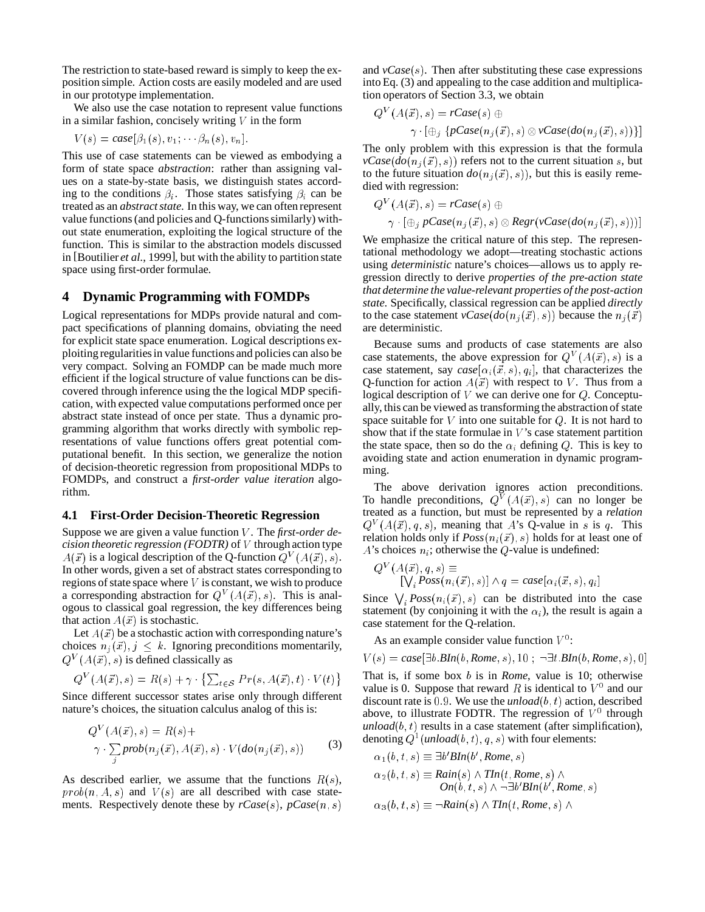The restriction to state-based reward is simply to keep the exposition simple. Action costs are easily modeled and are used in our prototype implementation.

We also use the case notation to represent value functions in a similar fashion, concisely writing $V$ in the form

$$V(s) = \mathit{case}[\beta_1(s), v_1; \cdots \beta_n(s), v_n].$$

This use of case statements can be viewed as embodying a form of state space *abstraction*: rather than assigning values on a state-by-state basis, we distinguish states according to the conditions $\beta_i$. Those states satisfying $\beta_i$ can be treated as an *abstract state*. In this way, we can often represent value functions (and policies and Q-functions similarly) without state enumeration, exploiting the logical structure of the function. This is similar to the abstraction models discussed in [Boutilier *et al.*, 1999], but with the ability to partition state space using first-order formulae.

## 4 Dynamic Programming with FOMDPs

Logical representations for MDPs provide natural and compact specifications of planning domains, obviating the need for explicit state space enumeration. Logical descriptions exploiting regularities in value functions and policies can also be very compact. Solving an FOMDP can be made much more efficient if the logical structure of value functions can be discovered through inference using the the logical MDP specification, with expected value computations performed once per abstract state instead of once per state. Thus a dynamic programming algorithm that works directly with symbolic representations of value functions offers great potential computational benefit. In this section, we generalize the notion of decision-theoretic regression from propositional MDPs to FOMDPs, and construct a *first-order value iteration* algorithm.

### 4.1 First-Order Decision-Theoretic Regression

Suppose we are given a value function $V$. The *first-order decision theoretic regression (FODTR)* of $V$ through action type $A(\vec{x})$ is a logical description of the Q-function $Q^V(A(\vec{x}), s)$. In other words, given a set of abstract states corresponding to regions of state space where $V$ is constant, we wish to produce a corresponding abstraction for $Q^V(A(\vec{x}), s)$. This is analogous to classical goal regression, the key differences being that action $A(\vec{x})$ is stochastic.

Let $A(\vec{x})$ be a stochastic action with corresponding nature's choices $n_j(\vec{x}), j \leq k$. Ignoring preconditions momentarily, $Q^V(A(\vec{x}), s)$ is defined classically as

$$Q^V(A(\vec{x}), s) = R(s) + \gamma \cdot \left\{ \sum_{t \in \mathcal{S}} Pr(s, A(\vec{x}), t) \cdot V(t) \right\}$$

Since different successor states arise only through different nature's choices, the situation calculus analog of this is:

$$Q^V(A(\vec{x}), s) = R(s) + \gamma \cdot \sum_j \mathit{prob}(n_j(\vec{x}), A(\vec{x}), s) \cdot V(\mathit{do}(n_j(\vec{x}), s)) \tag{3}$$

As described earlier, we assume that the functions $R(s)$, $prob(n, A, s)$ and $V(s)$ are all described with case statements. Respectively denote these by $\mathit{rCase}(s)$, $\mathit{pCase}(n, s)$ and $\mathit{vCase}(s)$. Then after substituting these case expressions into Eq. (3) and appealing to the case addition and multiplication operators of Section 3.3, we obtain

$$Q^V(A(\vec{x}), s) = \mathit{rCase}(s) \oplus \gamma \cdot [\oplus_j \{\mathit{pCase}(n_j(\vec{x}), s) \otimes \mathit{vCase}(\mathit{do}(n_j(\vec{x}), s))\}]$$

The only problem with this expression is that the formula $\mathit{vCase}(\mathit{do}(n_j(\vec{x}), s))$ refers not to the current situation $s$, but to the future situation $\mathit{do}(n_j(\vec{x}), s))$, but this is easily remedied with regression:

$$Q^V(A(\vec{x}), s) = \mathit{rCase}(s) \oplus \gamma \cdot [\oplus_j \mathit{pCase}(n_j(\vec{x}), s) \otimes \mathit{Regr}(\mathit{vCase}(\mathit{do}(n_j(\vec{x}), s)))]$$

We emphasize the critical nature of this step. The representational methodology we adopt—treating stochastic actions using *deterministic* nature's choices—allows us to apply regression directly to derive *properties of the pre-action state that determine the value-relevant properties of the post-action state*. Specifically, classical regression can be applied *directly* to the case statement $\mathit{vCase}(\mathit{do}(n_j(\vec{x}), s))$ because the $n_j(\vec{x})$ are deterministic.

Because sums and products of case statements are also case statements, the above expression for $Q^V(A(\vec{x}), s)$ is a case statement, say $\mathit{case}[\alpha_i(\vec{x}, s), q_i]$, that characterizes the Q-function for action $A(\vec{x})$ with respect to $V$. Thus from a logical description of $V$ we can derive one for $Q$. Conceptually, this can be viewed as transforming the abstraction of state space suitable for $V$ into one suitable for $Q$. It is not hard to show that if the state formulae in $V$'s case statement partition the state space, then so do the $\alpha_i$ defining $Q$. This is key to avoiding state and action enumeration in dynamic programming.

The above derivation ignores action preconditions. To handle preconditions, $Q^V(A(\vec{x}), s)$ can no longer be treated as a function, but must be represented by a *relation* $Q^V(A(\vec{x}), q, s)$, meaning that $A$'s Q-value in $s$ is $q$. This relation holds only if $\mathit{Poss}(n_i(\vec{x}), s)$ holds for at least one of $A$'s choices $n_i$; otherwise the $Q$-value is undefined:

$$Q^V(A(\vec{x}), q, s) \equiv [\bigvee_i \mathit{Poss}(n_i(\vec{x}), s)] \wedge q = \mathit{case}[\alpha_i(\vec{x}, s), q_i]$$

Since $\bigvee_i \mathit{Poss}(n_i(\vec{x}), s)$ can be distributed into the case statement (by conjoining it with the $\alpha_i$), the result is again a case statement for the Q-relation.

As an example consider value function $V^0$:

$$V(s) = \mathit{case}[\exists b.\mathit{BIn}(b, \mathit{Rome}, s), 10 \; ; \; \neg \exists t.\mathit{BIn}(b, \mathit{Rome}, s), 0]$$

That is, if some box $b$ is in *Rome*, value is 10; otherwise value is 0. Suppose that reward $R$ is identical to $V^0$ and our discount rate is $0.9$. We use the $\mathit{unload}(b, t)$ action, described above, to illustrate FODTR. The regression of $V^0$ through $\mathit{unload}(b, t)$ results in a case statement (after simplification), denoting $Q^1(\mathit{unload}(b, t), q, s)$ with four elements:

$$\alpha_1(b, t, s) \equiv \exists b' \mathit{BIn}(b', \mathit{Rome}, s)$$

$$\alpha_2(b, t, s) \equiv \mathit{Rain}(s) \wedge \mathit{TIn}(t, \mathit{Rome}, s) \wedge \mathit{On}(b, t, s) \wedge \neg \exists b' \mathit{BIn}(b', \mathit{Rome}, s)$$

$$\alpha_3(b, t, s) \equiv \neg \mathit{Rain}(s) \wedge \mathit{TIn}(t, \mathit{Rome}, s) \wedge$$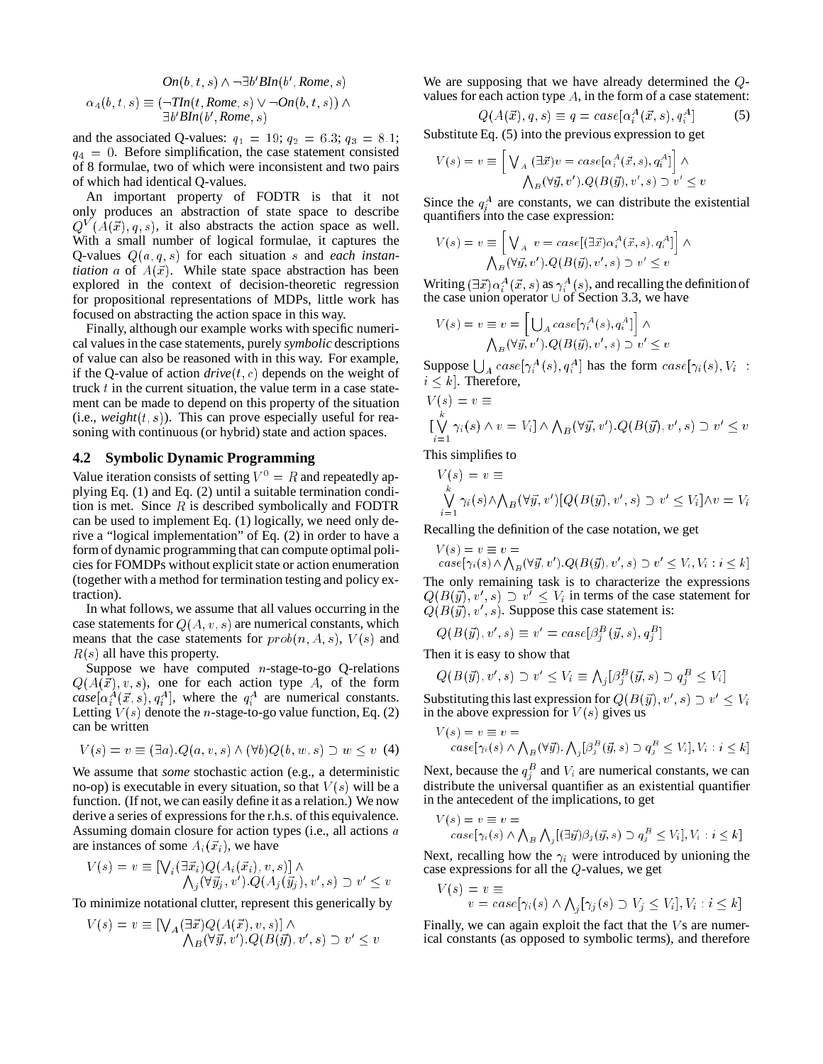$$On(b,t,s) \wedge \neg\exists b' BIn(b', Rome, s)$$

$$\alpha_4(b,t,s) \equiv (\neg TIn(t, Rome, s) \vee \neg On(b,t,s)) \wedge \exists b' BIn(b', Rome, s)$$

and the associated Q-values: $q_1 = 19$; $q_2 = 6.3$; $q_3 = 8.1$; $q_4 = 0$. Before simplification, the case statement consisted of 8 formulae, two of which were inconsistent and two pairs of which had identical Q-values.

An important property of FODTR is that it not only produces an abstraction of state space to describe $Q^V(A(\vec{x}), q, s)$, it also abstracts the action space as well. With a small number of logical formulae, it captures the Q-values $Q(a, q, s)$ for each situation $s$ and *each instantiation* $a$ of $A(\vec{x})$. While state space abstraction has been explored in the context of decision-theoretic regression for propositional representations of MDPs, little work has focused on abstracting the action space in this way.

Finally, although our example works with specific numerical values in the case statements, purely *symbolic* descriptions of value can also be reasoned with in this way. For example, if the Q-value of action *drive*$(t, c)$ depends on the weight of truck $t$ in the current situation, the value term in a case statement can be made to depend on this property of the situation (i.e., *weight*$(t, s)$). This can prove especially useful for reasoning with continuous (or hybrid) state and action spaces.

## 4.2 Symbolic Dynamic Programming

Value iteration consists of setting $V^0 = R$ and repeatedly applying Eq. (1) and Eq. (2) until a suitable termination condition is met. Since $R$ is described symbolically and FODTR can be used to implement Eq. (1) logically, we need only derive a "logical implementation" of Eq. (2) in order to have a form of dynamic programming that can compute optimal policies for FOMDPs without explicit state or action enumeration (together with a method for termination testing and policy extraction).

In what follows, we assume that all values occurring in the case statements for $Q(A, v, s)$ are numerical constants, which means that the case statements for $prob(n, A, s)$, $V(s)$ and $R(s)$ all have this property.

Suppose we have computed $n$-stage-to-go Q-relations $Q(A(\vec{x}), v, s)$, one for each action type $A$, of the form *case*$[\alpha_i^A(\vec{x}, s), q_i^A]$, where the $q_i^A$ are numerical constants. Letting $V(s)$ denote the $n$-stage-to-go value function, Eq. (2) can be written

$$V(s) = v \equiv (\exists a).Q(a, v, s) \wedge (\forall b) Q(b, w, s) \supset w \leq v \quad (4)$$

We assume that *some* stochastic action (e.g., a deterministic no-op) is executable in every situation, so that $V(s)$ will be a function. (If not, we can easily define it as a relation.) We now derive a series of expressions for the r.h.s. of this equivalence. Assuming domain closure for action types (i.e., all actions $a$ are instances of some $A_i(\vec{x}_i)$), we have

$$V(s) = v \equiv [\bigvee_i (\exists \vec{x}_i) Q(A_i(\vec{x}_i), v, s)] \wedge \bigwedge_j (\forall \vec{y}_j, v').Q(A_j(\vec{y}_j), v', s) \supset v' \leq v$$

To minimize notational clutter, represent this generically by

$$V(s) = v \equiv [\bigvee_A (\exists \vec{x}) Q(A(\vec{x}), v, s)] \wedge \bigwedge_B (\forall \vec{y}, v').Q(B(\vec{y}), v', s) \supset v' \leq v$$

We are supposing that we have already determined the $Q$-values for each action type $A$, in the form of a case statement:

$$Q(A(\vec{x}), q, s) \equiv q = case[\alpha_i^A(\vec{x}, s), q_i^A] \quad (5)$$

Substitute Eq. (5) into the previous expression to get

$$V(s) = v \equiv \Big[\bigvee_A (\exists \vec{x}) v = case[\alpha_i^A(\vec{x}, s), q_i^A]\Big] \wedge \bigwedge_B (\forall \vec{y}, v').Q(B(\vec{y}), v', s) \supset v' \leq v$$

Since the $q_i^A$ are constants, we can distribute the existential quantifiers into the case expression:

$$V(s) = v \equiv \Big[\bigvee_A v = case[(\exists \vec{x}) \alpha_i^A(\vec{x}, s), q_i^A]\Big] \wedge \bigwedge_B (\forall \vec{y}, v').Q(B(\vec{y}), v', s) \supset v' \leq v$$

Writing $(\exists \vec{x}) \alpha_i^A(\vec{x}, s)$ as $\gamma_i^A(s)$, and recalling the definition of the case union operator $\cup$ of Section 3.3, we have

$$V(s) = v \equiv v = \Big[\bigcup_A case[\gamma_i^A(s), q_i^A]\Big] \wedge \bigwedge_B (\forall \vec{y}, v').Q(B(\vec{y}), v', s) \supset v' \leq v$$

Suppose $\bigcup_A case[\gamma_i^A(s), q_i^A]$ has the form $case[\gamma_i(s), V_i : i \leq k]$. Therefore,

$$V(s) = v \equiv [\bigvee_{i=1}^{k} \gamma_i(s) \wedge v = V_i] \wedge \bigwedge_B (\forall \vec{y}, v').Q(B(\vec{y}), v', s) \supset v' \leq v$$

This simplifies to

$$V(s) = v \equiv \bigvee_{i=1}^{k} \gamma_i(s) \wedge \bigwedge_B (\forall \vec{y}, v')[Q(B(\vec{y}), v', s) \supset v' \leq V_i] \wedge v = V_i$$

Recalling the definition of the case notation, we get

$$V(s) = v \equiv v = case[\gamma_i(s) \wedge \bigwedge_B (\forall \vec{y}, v').Q(B(\vec{y}), v', s) \supset v' \leq V_i, V_i : i \leq k]$$

The only remaining task is to characterize the expressions $Q(B(\vec{y}), v', s) \supset v' \leq V_i$ in terms of the case statement for $Q(B(\vec{y}), v', s)$. Suppose this case statement is:

$$Q(B(\vec{y}), v', s) \equiv v' = case[\beta_j^B(\vec{y}, s), q_j^B]$$

Then it is easy to show that

$$Q(B(\vec{y}), v', s) \supset v' \leq V_i \equiv \bigwedge_j [\beta_j^B(\vec{y}, s) \supset q_j^B \leq V_i]$$

Substituting this last expression for $Q(B(\vec{y}), v', s) \supset v' \leq V_i$ in the above expression for $V(s)$ gives us

$$V(s) = v \equiv v = case[\gamma_i(s) \wedge \bigwedge_B (\forall \vec{y}). \bigwedge_j [\beta_j^B(\vec{y}, s) \supset q_j^B \leq V_i], V_i : i \leq k]$$

Next, because the $q_j^B$ and $V_i$ are numerical constants, we can distribute the universal quantifier as an existential quantifier in the antecedent of the implications, to get

$$V(s) = v \equiv v = case[\gamma_i(s) \wedge \bigwedge_B \bigwedge_j [(\exists \vec{y}) \beta_j(\vec{y}, s) \supset q_j^B \leq V_i], V_i : i \leq k]$$

Next, recalling how the $\gamma_i$ were introduced by unioning the case expressions for all the $Q$-values, we get

$$V(s) = v \equiv v = case[\gamma_i(s) \wedge \bigwedge_j [\gamma_j(s) \supset V_j \leq V_i], V_i : i \leq k]$$

Finally, we can again exploit the fact that the $V$s are numerical constants (as opposed to symbolic terms), and therefore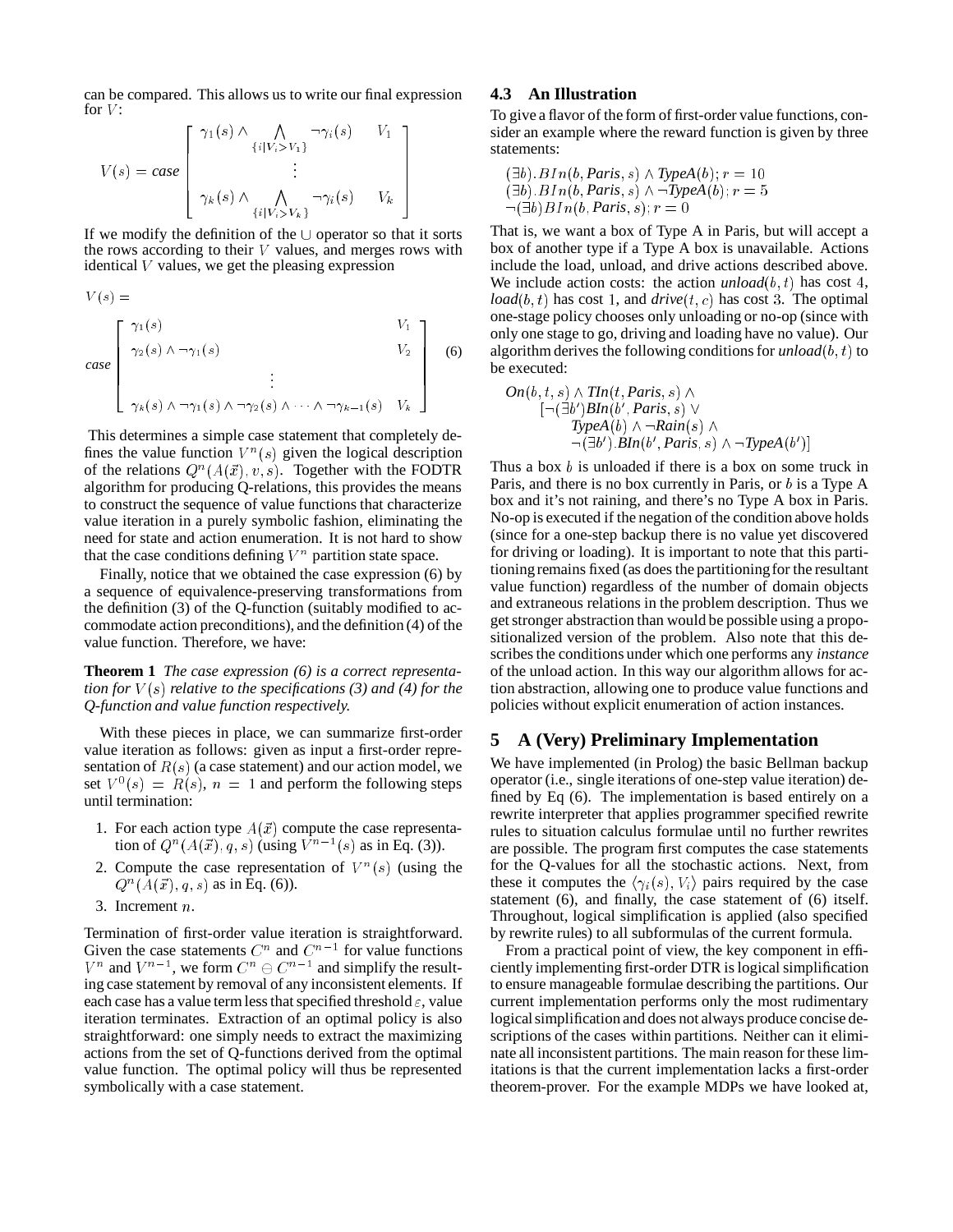can be compared. This allows us to write our final expression for $V$:

$$V(s) = \textit{case}\begin{bmatrix} \gamma_1(s) \wedge \bigwedge_{\{i|V_i > V_1\}} \neg\gamma_i(s) & V_1 \\ \vdots & \\ \gamma_k(s) \wedge \bigwedge_{\{i|V_i > V_k\}} \neg\gamma_i(s) & V_k \end{bmatrix}$$

If we modify the definition of the $\cup$ operator so that it sorts the rows according to their $V$ values, and merges rows with identical $V$ values, we get the pleasing expression

$$V(s) = \textit{case}\begin{bmatrix} \gamma_1(s) & V_1 \\ \gamma_2(s) \wedge \neg\gamma_1(s) & V_2 \\ \vdots & \\ \gamma_k(s) \wedge \neg\gamma_1(s) \wedge \neg\gamma_2(s) \wedge \cdots \wedge \neg\gamma_{k-1}(s) & V_k \end{bmatrix} \quad (6)$$

This determines a simple case statement that completely defines the value function $V^n(s)$ given the logical description of the relations $Q^n(A(\vec{x}), v, s)$. Together with the FODTR algorithm for producing Q-relations, this provides the means to construct the sequence of value functions that characterize value iteration in a purely symbolic fashion, eliminating the need for state and action enumeration. It is not hard to show that the case conditions defining $V^n$ partition state space.

Finally, notice that we obtained the case expression (6) by a sequence of equivalence-preserving transformations from the definition (3) of the Q-function (suitably modified to accommodate action preconditions), and the definition (4) of the value function. Therefore, we have:

**Theorem 1** *The case expression (6) is a correct representation for $V(s)$ relative to the specifications (3) and (4) for the Q-function and value function respectively.*

With these pieces in place, we can summarize first-order value iteration as follows: given as input a first-order representation of $R(s)$ (a case statement) and our action model, we set $V^0(s) = R(s)$, $n = 1$ and perform the following steps until termination:

1. For each action type $A(\vec{x})$ compute the case representation of $Q^n(A(\vec{x}), q, s)$ (using $V^{n-1}(s)$ as in Eq. (3)).
2. Compute the case representation of $V^n(s)$ (using the $Q^n(A(\vec{x}), q, s)$ as in Eq. (6)).
3. Increment $n$.

Termination of first-order value iteration is straightforward. Given the case statements $C^n$ and $C^{n-1}$ for value functions $V^n$ and $V^{n-1}$, we form $C^n \ominus C^{n-1}$ and simplify the resulting case statement by removal of any inconsistent elements. If each case has a value term less that specified threshold $\varepsilon$, value iteration terminates. Extraction of an optimal policy is also straightforward: one simply needs to extract the maximizing actions from the set of Q-functions derived from the optimal value function. The optimal policy will thus be represented symbolically with a case statement.

## 4.3 An Illustration

To give a flavor of the form of first-order value functions, consider an example where the reward function is given by three statements:

$(\exists b).BIn(b, \textit{Paris}, s) \wedge \textit{TypeA}(b); r = 10$
$(\exists b).BIn(b, \textit{Paris}, s) \wedge \neg\textit{TypeA}(b); r = 5$
$\neg(\exists b)BIn(b, \textit{Paris}, s); r = 0$

That is, we want a box of Type A in Paris, but will accept a box of another type if a Type A box is unavailable. Actions include the load, unload, and drive actions described above. We include action costs: the action *unload*$(b, t)$ has cost 4, *load*$(b, t)$ has cost 1, and *drive*$(t, c)$ has cost 3. The optimal one-stage policy chooses only unloading or no-op (since with only one stage to go, driving and loading have no value). Our algorithm derives the following conditions for *unload*$(b, t)$ to be executed:

$$\begin{aligned} &\textit{On}(b, t, s) \wedge \textit{TIn}(t, \textit{Paris}, s) \wedge \\ &\quad [\neg(\exists b')BIn(b', \textit{Paris}, s) \vee \\ &\quad\quad \textit{TypeA}(b) \wedge \neg\textit{Rain}(s) \wedge \\ &\quad\quad \neg(\exists b').BIn(b', \textit{Paris}, s) \wedge \neg\textit{TypeA}(b')] \end{aligned}$$

Thus a box $b$ is unloaded if there is a box on some truck in Paris, and there is no box currently in Paris, or $b$ is a Type A box and it's not raining, and there's no Type A box in Paris. No-op is executed if the negation of the condition above holds (since for a one-step backup there is no value yet discovered for driving or loading). It is important to note that this partitioning remains fixed (as does the partitioning for the resultant value function) regardless of the number of domain objects and extraneous relations in the problem description. Thus we get stronger abstraction than would be possible using a propositionalized version of the problem. Also note that this describes the conditions under which one performs any *instance* of the unload action. In this way our algorithm allows for action abstraction, allowing one to produce value functions and policies without explicit enumeration of action instances.

# 5 A (Very) Preliminary Implementation

We have implemented (in Prolog) the basic Bellman backup operator (i.e., single iterations of one-step value iteration) defined by Eq (6). The implementation is based entirely on a rewrite interpreter that applies programmer specified rewrite rules to situation calculus formulae until no further rewrites are possible. The program first computes the case statements for the Q-values for all the stochastic actions. Next, from these it computes the $\langle \gamma_i(s), V_i \rangle$ pairs required by the case statement (6), and finally, the case statement of (6) itself. Throughout, logical simplification is applied (also specified by rewrite rules) to all subformulas of the current formula.

From a practical point of view, the key component in efficiently implementing first-order DTR is logical simplification to ensure manageable formulae describing the partitions. Our current implementation performs only the most rudimentary logical simplification and does not always produce concise descriptions of the cases within partitions. Neither can it eliminate all inconsistent partitions. The main reason for these limitations is that the current implementation lacks a first-order theorem-prover. For the example MDPs we have looked at,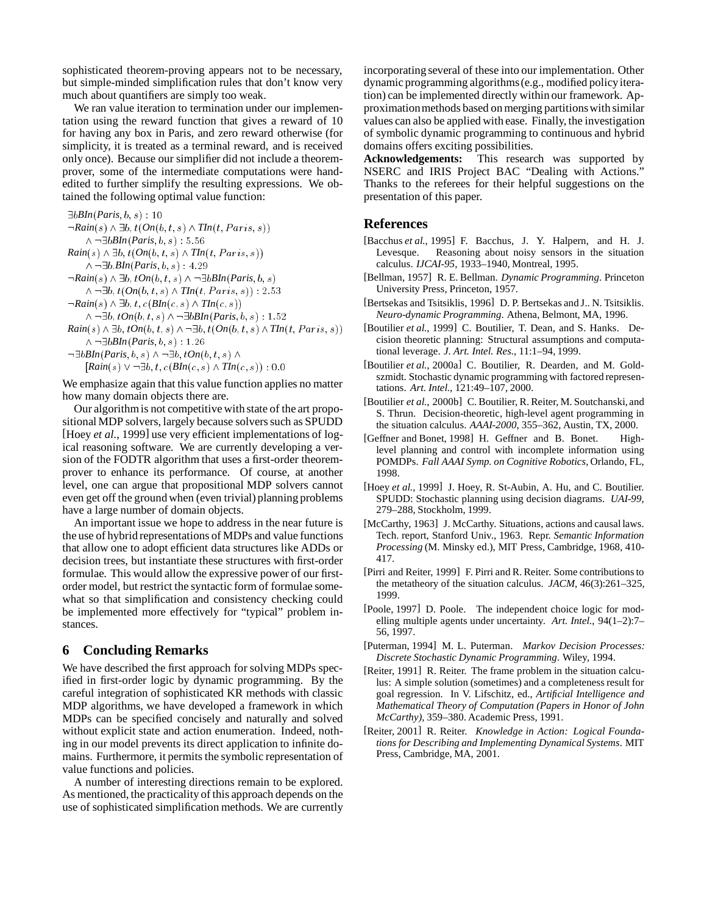sophisticated theorem-proving appears not to be necessary, but simple-minded simplification rules that don't know very much about quantifiers are simply too weak.

We ran value iteration to termination under our implementation using the reward function that gives a reward of 10 for having any box in Paris, and zero reward otherwise (for simplicity, it is treated as a terminal reward, and is received only once). Because our simplifier did not include a theorem-prover, some of the intermediate computations were hand-edited to further simplify the resulting expressions. We obtained the following optimal value function:

$\exists b BIn(Paris, b, s) : 10$
$\neg Rain(s) \wedge \exists b, t(On(b,t,s) \wedge TIn(t, Paris, s))$
$\quad \wedge \neg\exists b BIn(Paris, b, s) : 5.56$
$Rain(s) \wedge \exists b, t(On(b,t,s) \wedge TIn(t, Paris, s))$
$\quad \wedge \neg\exists b, BIn(Paris, b, s) : 4.29$
$\neg Rain(s) \wedge \exists b, tOn(b,t,s) \wedge \neg\exists b BIn(Paris, b, s)$
$\quad \wedge \neg\exists b, t(On(b,t,s) \wedge TIn(t, Paris, s)) : 2.53$
$\neg Rain(s) \wedge \exists b, t, c(BIn(c,s) \wedge TIn(c,s))$
$\quad \wedge \neg\exists b, tOn(b,t,s) \wedge \neg\exists b BIn(Paris, b, s) : 1.52$
$Rain(s) \wedge \exists b, tOn(b,t,s) \wedge \neg\exists b, t(On(b,t,s) \wedge TIn(t, Paris, s))$
$\quad \wedge \neg\exists b BIn(Paris, b, s) : 1.26$
$\neg\exists b BIn(Paris, b, s) \wedge \neg\exists b, tOn(b,t,s) \wedge$
$\quad [Rain(s) \vee \neg\exists b, t, c(BIn(c,s) \wedge TIn(c,s)) : 0.0$

We emphasize again that this value function applies no matter how many domain objects there are.

Our algorithm is not competitive with state of the art propositional MDP solvers, largely because solvers such as SPUDD [Hoey *et al.*, 1999] use very efficient implementations of logical reasoning software. We are currently developing a version of the FODTR algorithm that uses a first-order theorem-prover to enhance its performance. Of course, at another level, one can argue that propositional MDP solvers cannot even get off the ground when (even trivial) planning problems have a large number of domain objects.

An important issue we hope to address in the near future is the use of hybrid representations of MDPs and value functions that allow one to adopt efficient data structures like ADDs or decision trees, but instantiate these structures with first-order formulae. This would allow the expressive power of our first-order model, but restrict the syntactic form of formulae somewhat so that simplification and consistency checking could be implemented more effectively for "typical" problem instances.

## 6 Concluding Remarks

We have described the first approach for solving MDPs specified in first-order logic by dynamic programming. By the careful integration of sophisticated KR methods with classic MDP algorithms, we have developed a framework in which MDPs can be specified concisely and naturally and solved without explicit state and action enumeration. Indeed, nothing in our model prevents its direct application to infinite domains. Furthermore, it permits the symbolic representation of value functions and policies.

A number of interesting directions remain to be explored. As mentioned, the practicality of this approach depends on the use of sophisticated simplification methods. We are currently incorporating several of these into our implementation. Other dynamic programming algorithms (e.g., modified policy iteration) can be implemented directly within our framework. Approximation methods based on merging partitions with similar values can also be applied with ease. Finally, the investigation of symbolic dynamic programming to continuous and hybrid domains offers exciting possibilities.

**Acknowledgements:** This research was supported by NSERC and IRIS Project BAC "Dealing with Actions." Thanks to the referees for their helpful suggestions on the presentation of this paper.

## References

[Bacchus *et al.*, 1995] F. Bacchus, J. Y. Halpern, and H. J. Levesque. Reasoning about noisy sensors in the situation calculus. *IJCAI-95*, 1933–1940, Montreal, 1995.

[Bellman, 1957] R. E. Bellman. *Dynamic Programming*. Princeton University Press, Princeton, 1957.

[Bertsekas and Tsitsiklis, 1996] D. P. Bertsekas and J.. N. Tsitsiklis. *Neuro-dynamic Programming*. Athena, Belmont, MA, 1996.

[Boutilier *et al.*, 1999] C. Boutilier, T. Dean, and S. Hanks. Decision theoretic planning: Structural assumptions and computational leverage. *J. Art. Intel. Res.*, 11:1–94, 1999.

[Boutilier *et al.*, 2000a] C. Boutilier, R. Dearden, and M. Goldszmidt. Stochastic dynamic programming with factored representations. *Art. Intel.*, 121:49–107, 2000.

[Boutilier *et al.*, 2000b] C. Boutilier, R. Reiter, M. Soutchanski, and S. Thrun. Decision-theoretic, high-level agent programming in the situation calculus. *AAAI-2000*, 355–362, Austin, TX, 2000.

[Geffner and Bonet, 1998] H. Geffner and B. Bonet. High-level planning and control with incomplete information using POMDPs. *Fall AAAI Symp. on Cognitive Robotics*, Orlando, FL, 1998.

[Hoey *et al.*, 1999] J. Hoey, R. St-Aubin, A. Hu, and C. Boutilier. SPUDD: Stochastic planning using decision diagrams. *UAI-99*, 279–288, Stockholm, 1999.

[McCarthy, 1963] J. McCarthy. Situations, actions and causal laws. Tech. report, Stanford Univ., 1963. Repr. *Semantic Information Processing* (M. Minsky ed.), MIT Press, Cambridge, 1968, 410-417.

[Pirri and Reiter, 1999] F. Pirri and R. Reiter. Some contributions to the metatheory of the situation calculus. *JACM*, 46(3):261–325, 1999.

[Poole, 1997] D. Poole. The independent choice logic for modelling multiple agents under uncertainty. *Art. Intel.*, 94(1–2):7–56, 1997.

[Puterman, 1994] M. L. Puterman. *Markov Decision Processes: Discrete Stochastic Dynamic Programming*. Wiley, 1994.

[Reiter, 1991] R. Reiter. The frame problem in the situation calculus: A simple solution (sometimes) and a completeness result for goal regression. In V. Lifschitz, ed., *Artificial Intelligence and Mathematical Theory of Computation (Papers in Honor of John McCarthy)*, 359–380. Academic Press, 1991.

[Reiter, 2001] R. Reiter. *Knowledge in Action: Logical Foundations for Describing and Implementing Dynamical Systems*. MIT Press, Cambridge, MA, 2001.